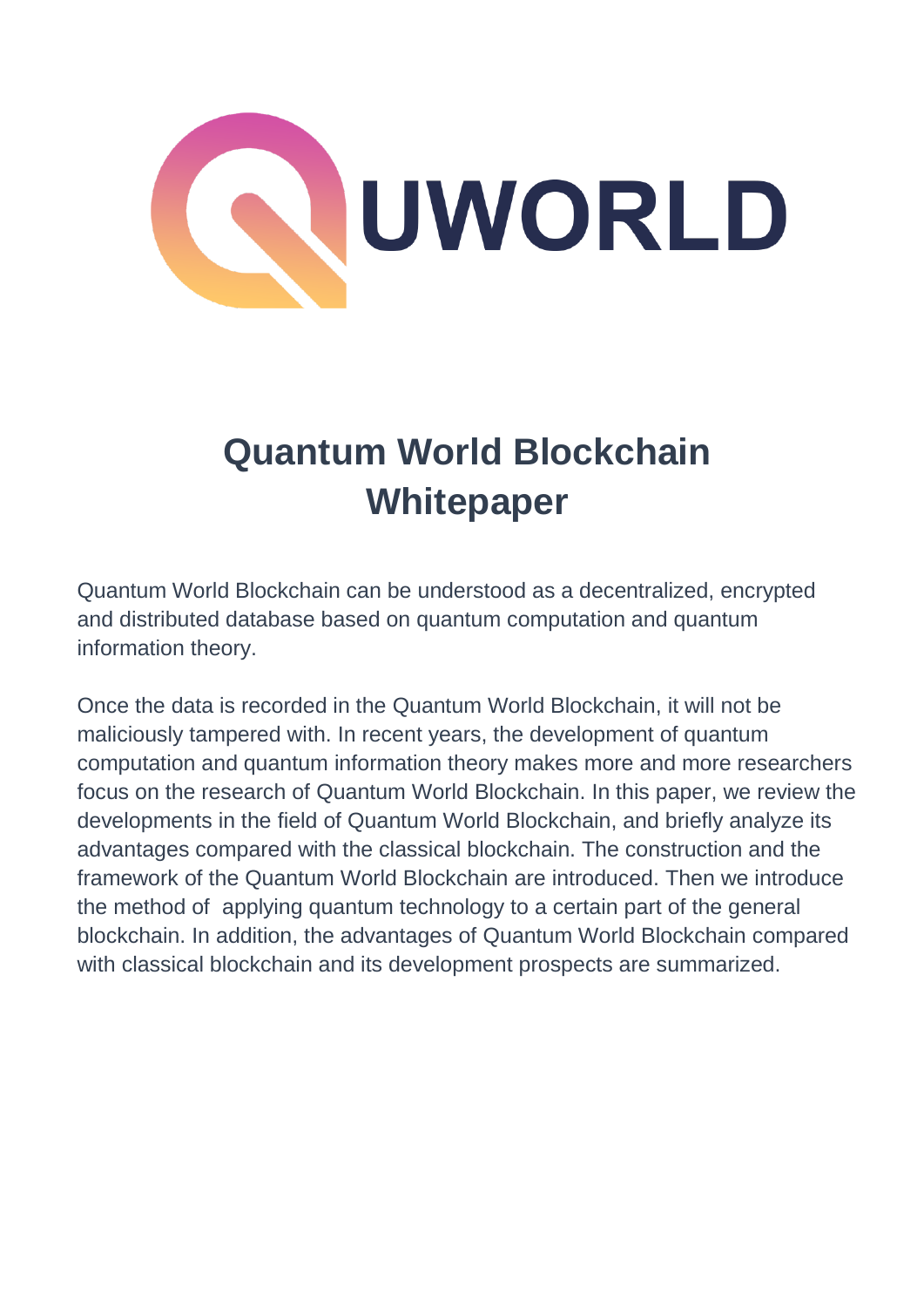QUWORLD

# Quantum World Blockchain Whitepaper

Quantum World Blockchain can be understood as a decentralized, encrypted and distributed database based on quantum computation and quantum information theory.

Once the data is recorded in the Quantum World Blockchain, it will not be maliciously tampered with. In recent years, the development of quantum computation and quantum information theory makes more and more researchers focus on the research of Quantum World Blockchain. In this paper, we review the developments in the field of Quantum World Blockchain, and briefly analyze its advantages compared with the classical blockchain. The construction and the framework of the Quantum World Blockchain are introduced. Then we introduce the method of applying quantum technology to a certain part of the general blockchain. In addition, the advantages of Quantum World Blockchain compared with classical blockchain and its development prospects are summarized.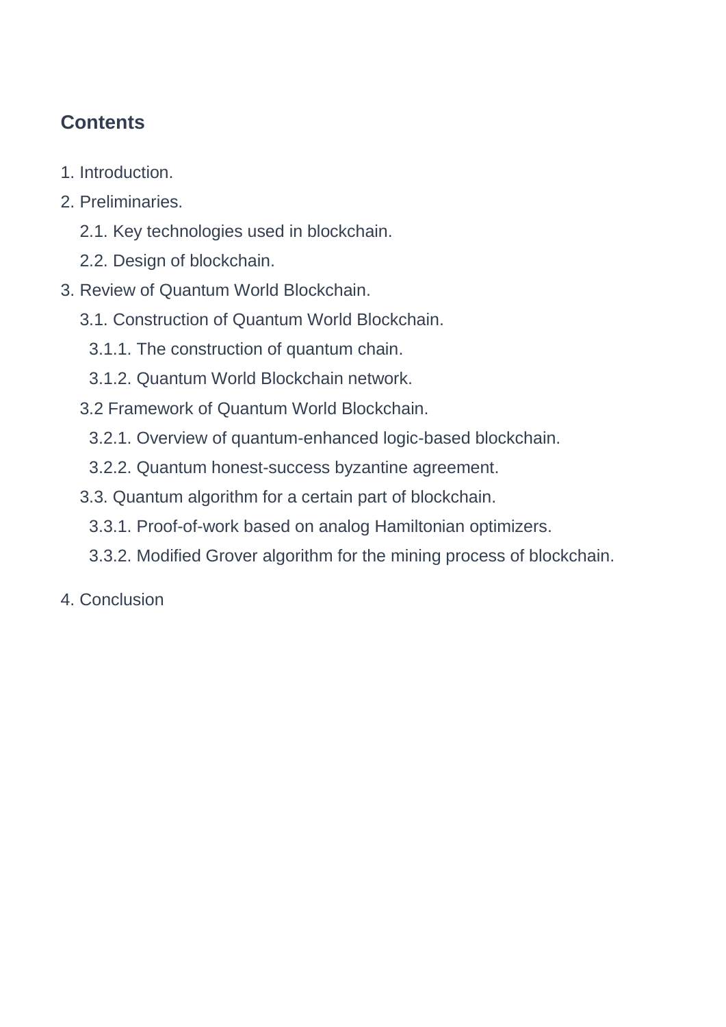## Contents

1. Introduction.
2. Preliminaries.
    - 2.1. Key technologies used in blockchain.
    - 2.2. Design of blockchain.
3. Review of Quantum World Blockchain.
    - 3.1. Construction of Quantum World Blockchain.
        - 3.1.1. The construction of quantum chain.
        - 3.1.2. Quantum World Blockchain network.
    - 3.2 Framework of Quantum World Blockchain.
        - 3.2.1. Overview of quantum-enhanced logic-based blockchain.
        - 3.2.2. Quantum honest-success byzantine agreement.
    - 3.3. Quantum algorithm for a certain part of blockchain.
        - 3.3.1. Proof-of-work based on analog Hamiltonian optimizers.
        - 3.3.2. Modified Grover algorithm for the mining process of blockchain.
4. Conclusion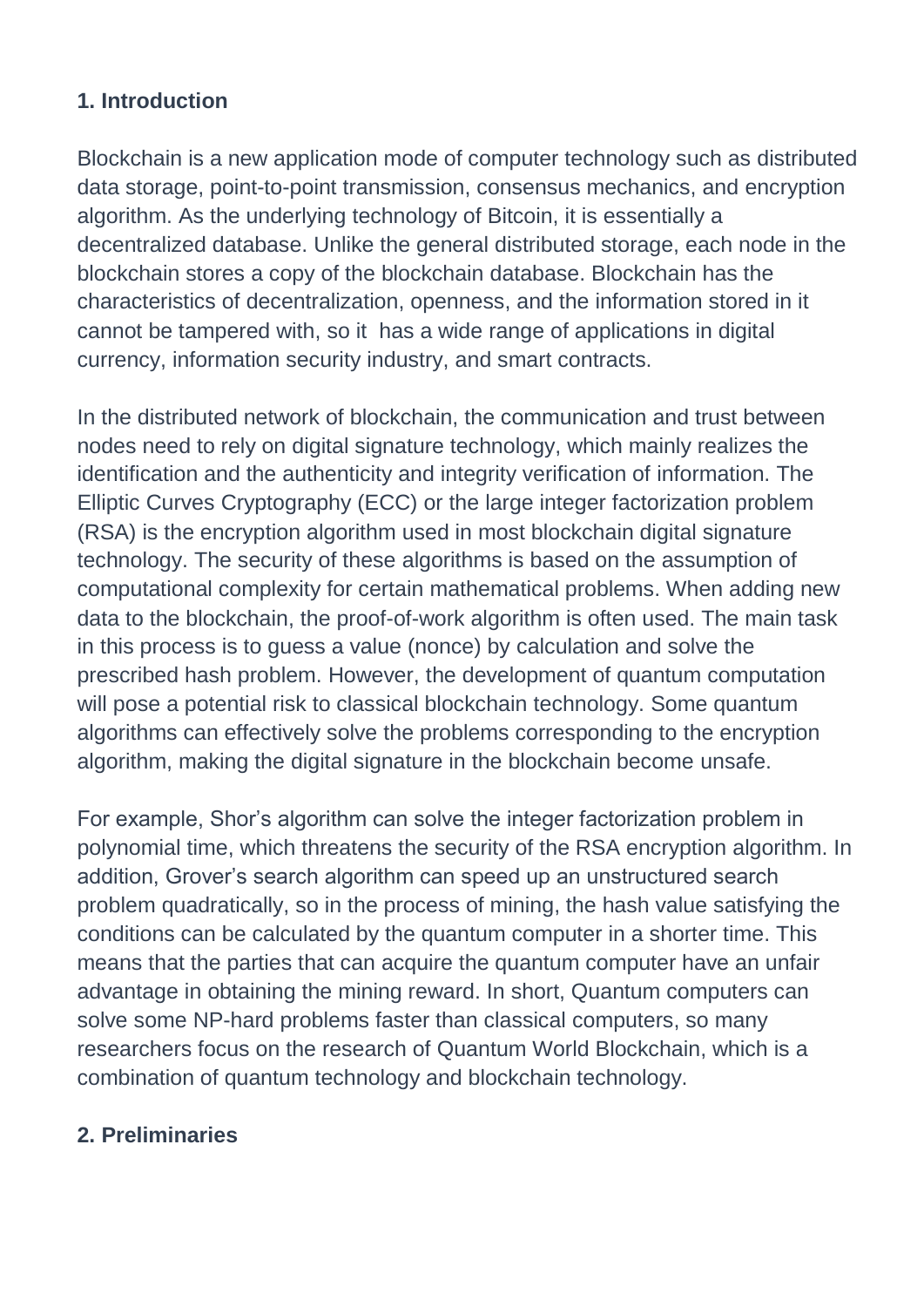## 1. Introduction

Blockchain is a new application mode of computer technology such as distributed data storage, point-to-point transmission, consensus mechanics, and encryption algorithm. As the underlying technology of Bitcoin, it is essentially a decentralized database. Unlike the general distributed storage, each node in the blockchain stores a copy of the blockchain database. Blockchain has the characteristics of decentralization, openness, and the information stored in it cannot be tampered with, so it has a wide range of applications in digital currency, information security industry, and smart contracts.

In the distributed network of blockchain, the communication and trust between nodes need to rely on digital signature technology, which mainly realizes the identification and the authenticity and integrity verification of information. The Elliptic Curves Cryptography (ECC) or the large integer factorization problem (RSA) is the encryption algorithm used in most blockchain digital signature technology. The security of these algorithms is based on the assumption of computational complexity for certain mathematical problems. When adding new data to the blockchain, the proof-of-work algorithm is often used. The main task in this process is to guess a value (nonce) by calculation and solve the prescribed hash problem. However, the development of quantum computation will pose a potential risk to classical blockchain technology. Some quantum algorithms can effectively solve the problems corresponding to the encryption algorithm, making the digital signature in the blockchain become unsafe.

For example, Shor's algorithm can solve the integer factorization problem in polynomial time, which threatens the security of the RSA encryption algorithm. In addition, Grover's search algorithm can speed up an unstructured search problem quadratically, so in the process of mining, the hash value satisfying the conditions can be calculated by the quantum computer in a shorter time. This means that the parties that can acquire the quantum computer have an unfair advantage in obtaining the mining reward. In short, Quantum computers can solve some NP-hard problems faster than classical computers, so many researchers focus on the research of Quantum World Blockchain, which is a combination of quantum technology and blockchain technology.

## 2. Preliminaries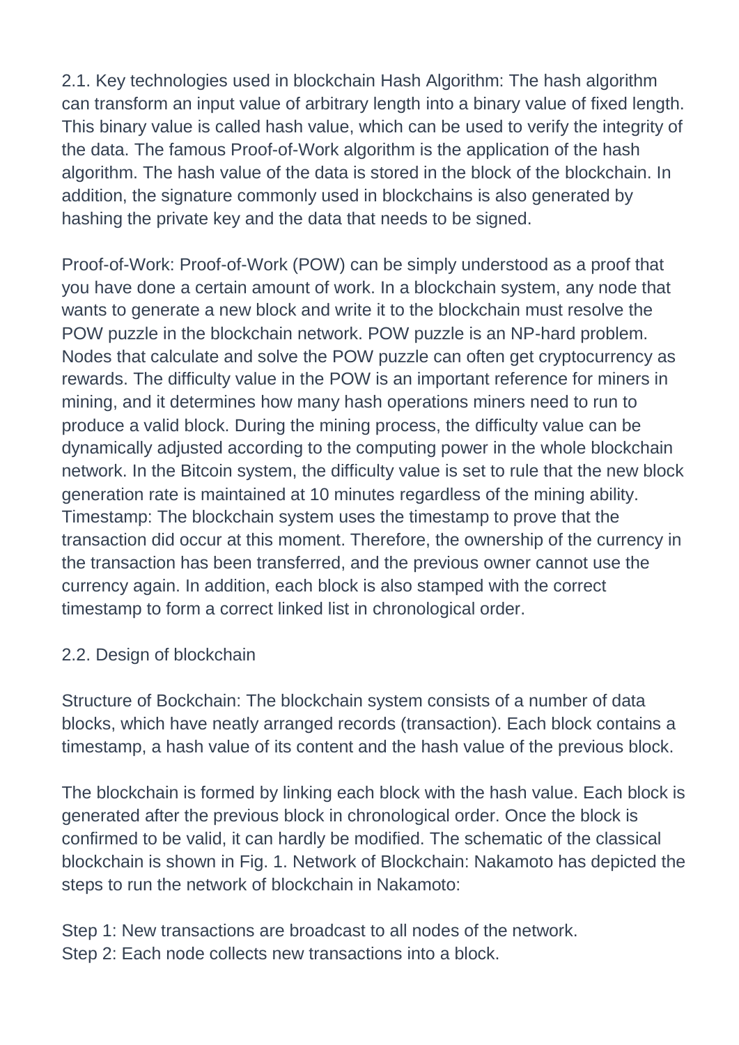2.1. Key technologies used in blockchain Hash Algorithm: The hash algorithm can transform an input value of arbitrary length into a binary value of fixed length. This binary value is called hash value, which can be used to verify the integrity of the data. The famous Proof-of-Work algorithm is the application of the hash algorithm. The hash value of the data is stored in the block of the blockchain. In addition, the signature commonly used in blockchains is also generated by hashing the private key and the data that needs to be signed.

Proof-of-Work: Proof-of-Work (POW) can be simply understood as a proof that you have done a certain amount of work. In a blockchain system, any node that wants to generate a new block and write it to the blockchain must resolve the POW puzzle in the blockchain network. POW puzzle is an NP-hard problem. Nodes that calculate and solve the POW puzzle can often get cryptocurrency as rewards. The difficulty value in the POW is an important reference for miners in mining, and it determines how many hash operations miners need to run to produce a valid block. During the mining process, the difficulty value can be dynamically adjusted according to the computing power in the whole blockchain network. In the Bitcoin system, the difficulty value is set to rule that the new block generation rate is maintained at 10 minutes regardless of the mining ability. Timestamp: The blockchain system uses the timestamp to prove that the transaction did occur at this moment. Therefore, the ownership of the currency in the transaction has been transferred, and the previous owner cannot use the currency again. In addition, each block is also stamped with the correct timestamp to form a correct linked list in chronological order.

2.2. Design of blockchain

Structure of Bockchain: The blockchain system consists of a number of data blocks, which have neatly arranged records (transaction). Each block contains a timestamp, a hash value of its content and the hash value of the previous block.

The blockchain is formed by linking each block with the hash value. Each block is generated after the previous block in chronological order. Once the block is confirmed to be valid, it can hardly be modified. The schematic of the classical blockchain is shown in Fig. 1. Network of Blockchain: Nakamoto has depicted the steps to run the network of blockchain in Nakamoto:

Step 1: New transactions are broadcast to all nodes of the network.
Step 2: Each node collects new transactions into a block.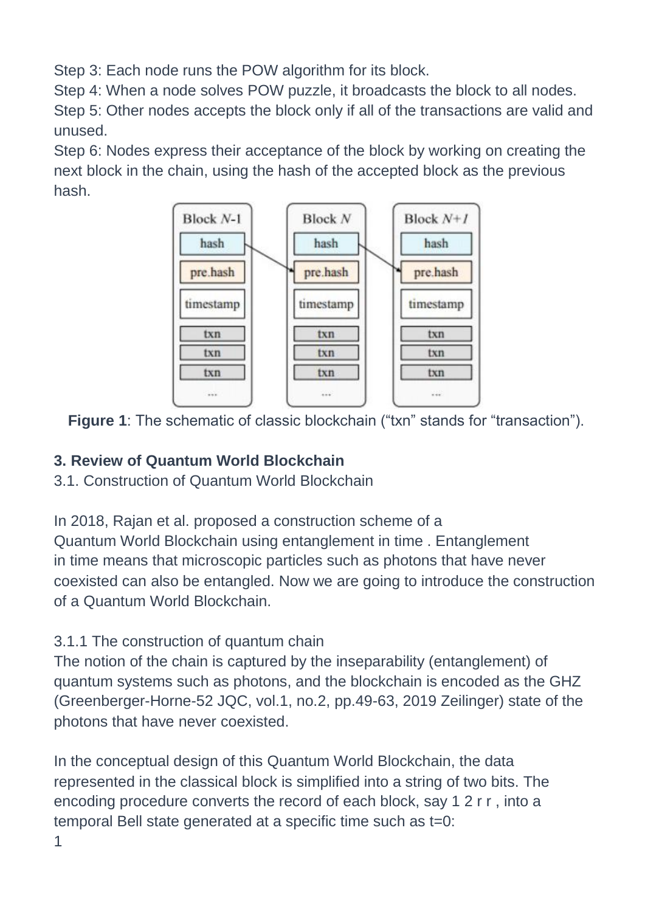Step 3: Each node runs the POW algorithm for its block.
Step 4: When a node solves POW puzzle, it broadcasts the block to all nodes.
Step 5: Other nodes accepts the block only if all of the transactions are valid and unused.
Step 6: Nodes express their acceptance of the block by working on creating the next block in the chain, using the hash of the accepted block as the previous hash.

**Figure 1**: The schematic of classic blockchain ("txn" stands for "transaction").

**3. Review of Quantum World Blockchain**

3.1. Construction of Quantum World Blockchain

In 2018, Rajan et al. proposed a construction scheme of a Quantum World Blockchain using entanglement in time . Entanglement in time means that microscopic particles such as photons that have never coexisted can also be entangled. Now we are going to introduce the construction of a Quantum World Blockchain.

3.1.1 The construction of quantum chain

The notion of the chain is captured by the inseparability (entanglement) of quantum systems such as photons, and the blockchain is encoded as the GHZ (Greenberger-Horne-52 JQC, vol.1, no.2, pp.49-63, 2019 Zeilinger) state of the photons that have never coexisted.

In the conceptual design of this Quantum World Blockchain, the data represented in the classical block is simplified into a string of two bits. The encoding procedure converts the record of each block, say $r_1 r_2$ , into a temporal Bell state generated at a specific time such as t=0: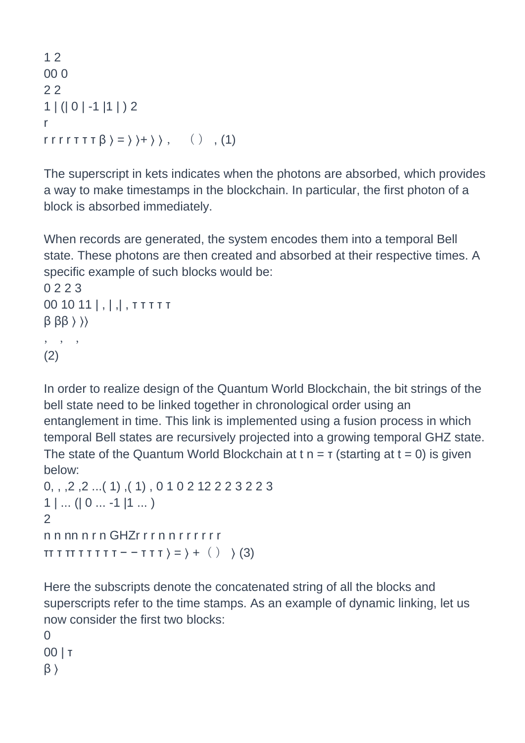$$|\beta_{xy}^{0,\tau}\rangle = \frac{1}{\sqrt{2}}\left(|0^0\rangle|y^\tau\rangle + (-1)^x|1^0\rangle|\bar{y}^\tau\rangle\right), \quad (1)$$

The superscript in kets indicates when the photons are absorbed, which provides a way to make timestamps in the blockchain. In particular, the first photon of a block is absorbed immediately.

When records are generated, the system encodes them into a temporal Bell state. These photons are then created and absorbed at their respective times. A specific example of such blocks would be:

$$|\beta_{00}^{0,\tau}\rangle, \; |\beta_{10}^{\tau,2\tau}\rangle, \; |\beta_{11}^{2\tau,3\tau}\rangle, \quad (2)$$

In order to realize design of the Quantum World Blockchain, the bit strings of the bell state need to be linked together in chronological order using an entanglement in time. This link is implemented using a fusion process in which temporal Bell states are recursively projected into a growing temporal GHZ state. The state of the Quantum World Blockchain at $t_n = \tau$ (starting at $t = 0$) is given below:

$$|GHZ_{r_1 r_2 \ldots r_n}^{0,\tau,\tau,2\tau,2\tau,\ldots,(n-1)\tau,(n-1)\tau,n\tau}\rangle = \frac{1}{\sqrt{2}}\left(|0^0 r_2^\tau r_3^\tau r_4^{2\tau} \ldots r_n^{n\tau}\rangle + (-1)^{r_1}|1^0 \bar{r}_2^\tau \bar{r}_3^\tau \bar{r}_4^{2\tau} \ldots \bar{r}_n^{n\tau}\rangle\right) \quad (3)$$

Here the subscripts denote the concatenated string of all the blocks and superscripts refer to the time stamps. As an example of dynamic linking, let us now consider the first two blocks:

$$|\beta_{00}^{0,\tau}\rangle$$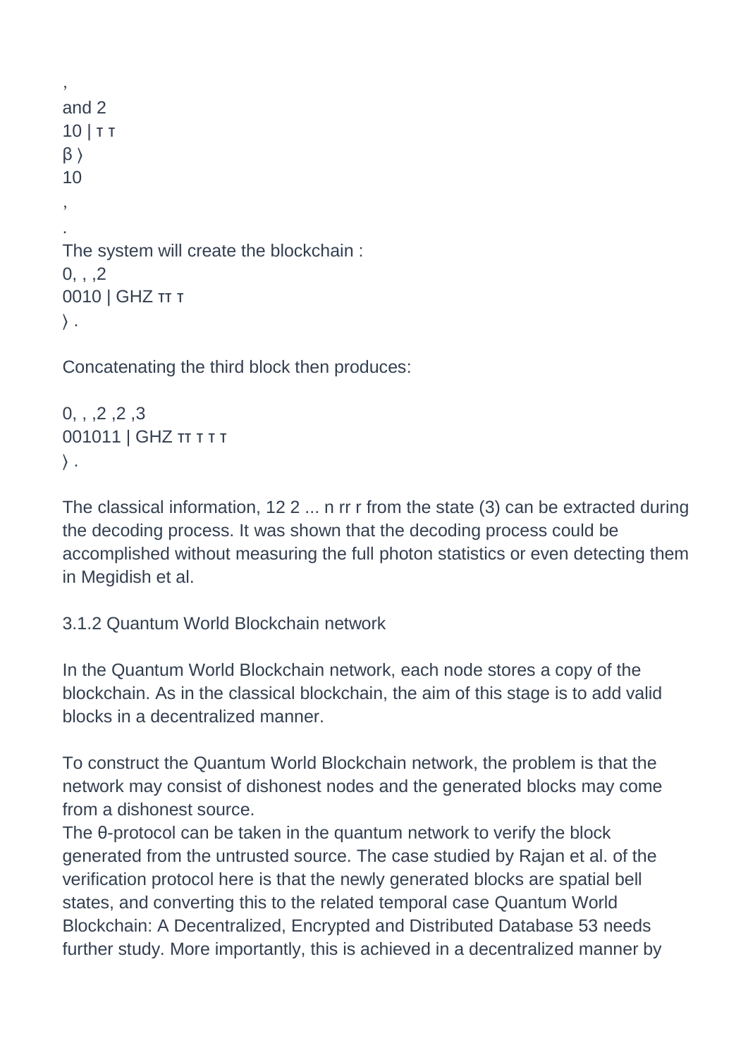,
and 2
10 | τ τ
β 〉
10

,

.

The system will create the blockchain :

0, , ,2
0010 | GHZ ττ τ
〉 .

Concatenating the third block then produces:

0, , ,2 ,2 ,3
001011 | GHZ ττ τ τ τ
〉 .

The classical information, 12 2 ... n rr r from the state (3) can be extracted during the decoding process. It was shown that the decoding process could be accomplished without measuring the full photon statistics or even detecting them in Megidish et al.

### 3.1.2 Quantum World Blockchain network

In the Quantum World Blockchain network, each node stores a copy of the blockchain. As in the classical blockchain, the aim of this stage is to add valid blocks in a decentralized manner.

To construct the Quantum World Blockchain network, the problem is that the network may consist of dishonest nodes and the generated blocks may come from a dishonest source.
The θ-protocol can be taken in the quantum network to verify the block generated from the untrusted source. The case studied by Rajan et al. of the verification protocol here is that the newly generated blocks are spatial bell states, and converting this to the related temporal case Quantum World Blockchain: A Decentralized, Encrypted and Distributed Database 53 needs further study. More importantly, this is achieved in a decentralized manner by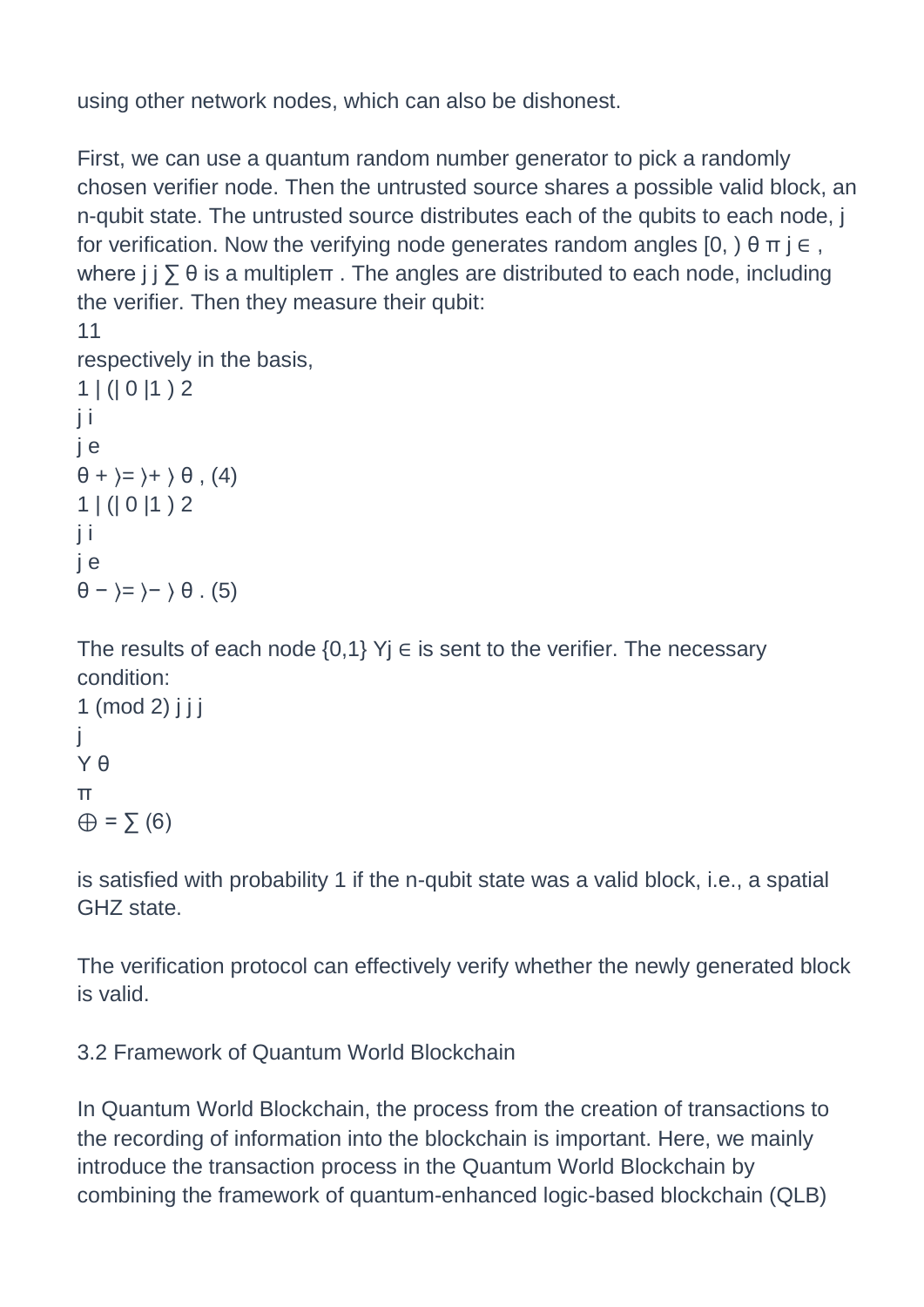using other network nodes, which can also be dishonest.

First, we can use a quantum random number generator to pick a randomly chosen verifier node. Then the untrusted source shares a possible valid block, an n-qubit state. The untrusted source distributes each of the qubits to each node, $j$ for verification. Now the verifying node generates random angles $\theta_j \in [0, \pi)$, where $\sum_j \theta_j$ is a multiple $\pi$. The angles are distributed to each node, including the verifier. Then they measure their qubit:

respectively in the basis,

$$|+_{\theta_j}\rangle = \frac{1}{\sqrt{2}}(|0\rangle + e^{i\theta_j}|1\rangle), \quad (4)$$

$$|-_{\theta_j}\rangle = \frac{1}{\sqrt{2}}(|0\rangle - e^{i\theta_j}|1\rangle). \quad (5)$$

The results of each node $Y_j \in \{0,1\}$ is sent to the verifier. The necessary condition:

$$\bigoplus_j Y_j = \frac{1}{\pi}\sum_j \theta_j \pmod 2 \quad (6)$$

is satisfied with probability 1 if the n-qubit state was a valid block, i.e., a spatial GHZ state.

The verification protocol can effectively verify whether the newly generated block is valid.

### 3.2 Framework of Quantum World Blockchain

In Quantum World Blockchain, the process from the creation of transactions to the recording of information into the blockchain is important. Here, we mainly introduce the transaction process in the Quantum World Blockchain by combining the framework of quantum-enhanced logic-based blockchain (QLB)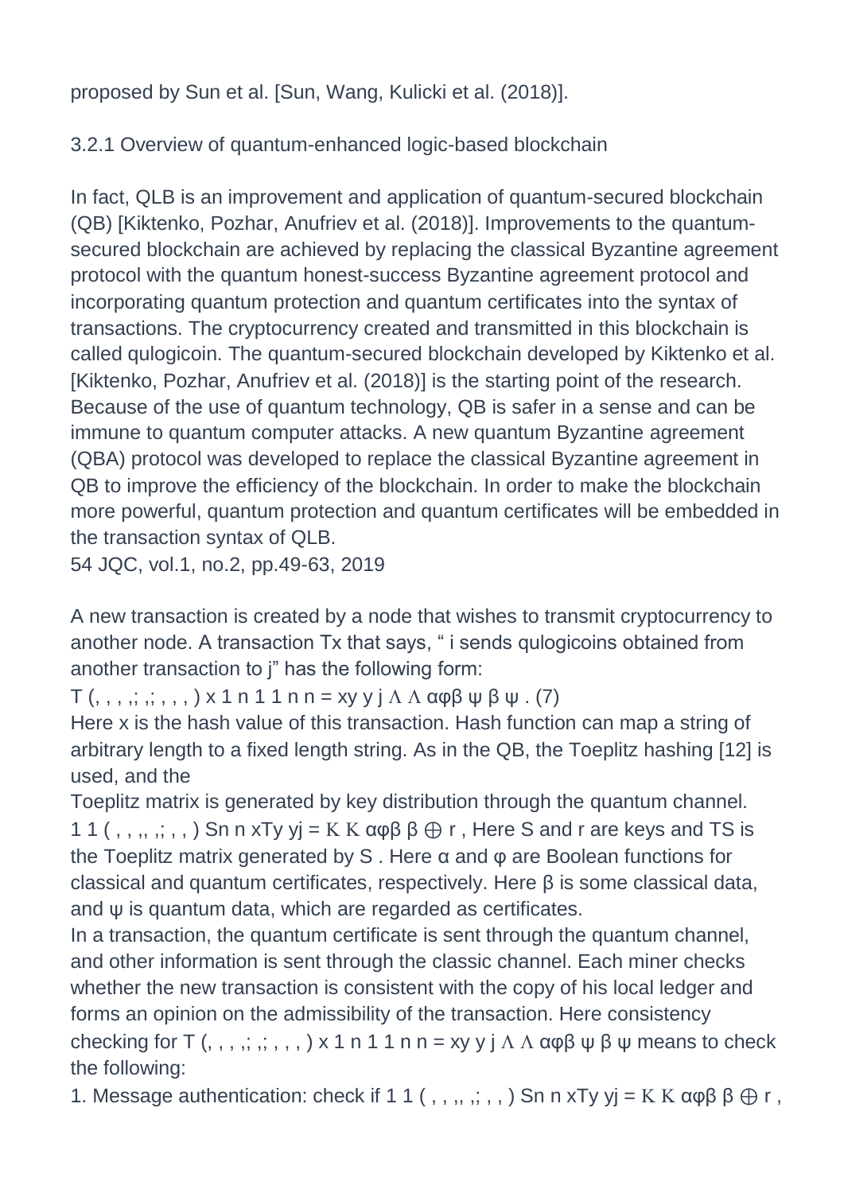proposed by Sun et al. [Sun, Wang, Kulicki et al. (2018)].

### 3.2.1 Overview of quantum-enhanced logic-based blockchain

In fact, QLB is an improvement and application of quantum-secured blockchain (QB) [Kiktenko, Pozhar, Anufriev et al. (2018)]. Improvements to the quantum-secured blockchain are achieved by replacing the classical Byzantine agreement protocol with the quantum honest-success Byzantine agreement protocol and incorporating quantum protection and quantum certificates into the syntax of transactions. The cryptocurrency created and transmitted in this blockchain is called qulogicoin. The quantum-secured blockchain developed by Kiktenko et al. [Kiktenko, Pozhar, Anufriev et al. (2018)] is the starting point of the research. Because of the use of quantum technology, QB is safer in a sense and can be immune to quantum computer attacks. A new quantum Byzantine agreement (QBA) protocol was developed to replace the classical Byzantine agreement in QB to improve the efficiency of the blockchain. In order to make the blockchain more powerful, quantum protection and quantum certificates will be embedded in the transaction syntax of QLB.

A new transaction is created by a node that wishes to transmit cryptocurrency to another node. A transaction Tx that says, " i sends qulogicoins obtained from another transaction to j" has the following form:

$$T_x = (x, y_1, \ldots, y_n; j; \alpha \wedge \varphi \wedge \beta_1, \psi_1, \ldots, \beta_n, \psi_n). \quad (7)$$

Here x is the hash value of this transaction. Hash function can map a string of arbitrary length to a fixed length string. As in the QB, the Toeplitz hashing [12] is used, and the Toeplitz matrix is generated by key distribution through the quantum channel. $x = T_S(y_1, \ldots, y_n; j; \alpha \wedge \varphi; \beta_1, \ldots, \beta_n) \oplus r$, Here S and r are keys and $T_S$ is the Toeplitz matrix generated by S . Here α and φ are Boolean functions for classical and quantum certificates, respectively. Here β is some classical data, and ψ is quantum data, which are regarded as certificates.

In a transaction, the quantum certificate is sent through the quantum channel, and other information is sent through the classic channel. Each miner checks whether the new transaction is consistent with the copy of his local ledger and forms an opinion on the admissibility of the transaction. Here consistency checking for $T_x = (x, y_1, \ldots, y_n; j; \alpha \wedge \varphi \wedge \beta_1, \psi_1, \ldots, \beta_n, \psi_n)$ means to check the following:

1. Message authentication: check if $x = T_S(y_1, \ldots, y_n; j; \alpha \wedge \varphi; \beta_1, \ldots, \beta_n) \oplus r$,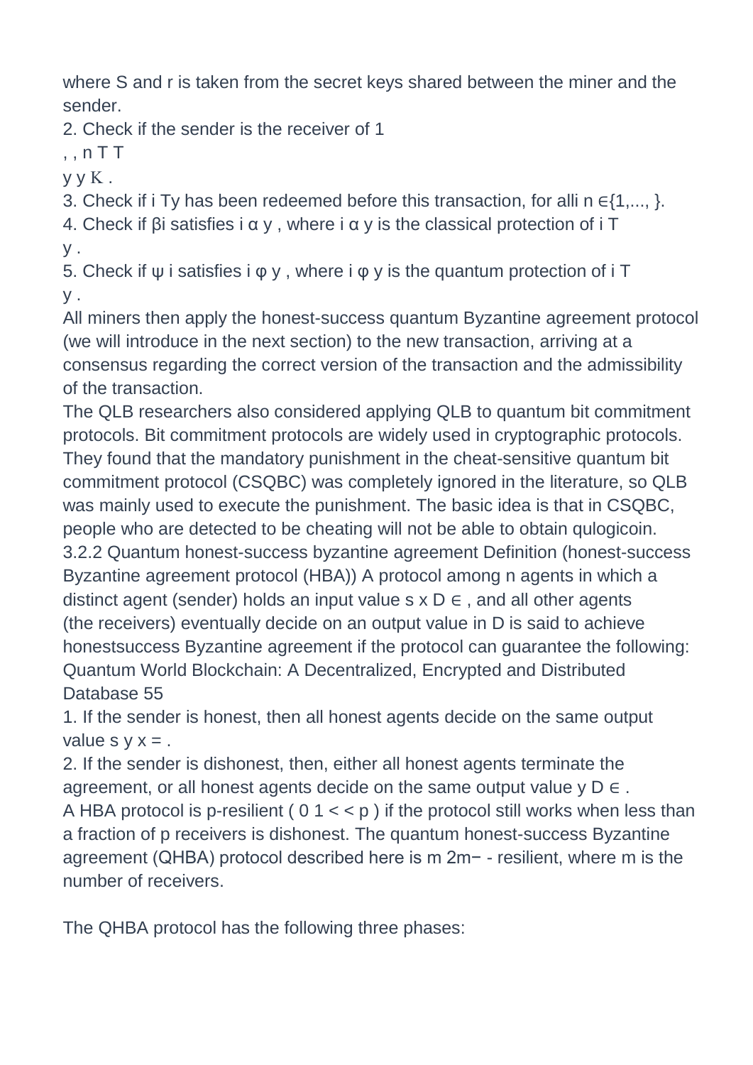where S and r is taken from the secret keys shared between the miner and the sender.

2. Check if the sender is the receiver of $T_{y_1}, \ldots, T_{y_n}$.

3. Check if $T_{y_i}$ has been redeemed before this transaction, for all $i \in \{1, \ldots, n\}$.

4. Check if $\beta_i$ satisfies $\alpha_{y_i}$, where $\alpha_{y_i}$ is the classical protection of $T_{y_i}$.

5. Check if $\psi_i$ satisfies $\varphi_{y_i}$, where $\varphi_{y_i}$ is the quantum protection of $T_{y_i}$.

All miners then apply the honest-success quantum Byzantine agreement protocol (we will introduce in the next section) to the new transaction, arriving at a consensus regarding the correct version of the transaction and the admissibility of the transaction.

The QLB researchers also considered applying QLB to quantum bit commitment protocols. Bit commitment protocols are widely used in cryptographic protocols. They found that the mandatory punishment in the cheat-sensitive quantum bit commitment protocol (CSQBC) was completely ignored in the literature, so QLB was mainly used to execute the punishment. The basic idea is that in CSQBC, people who are detected to be cheating will not be able to obtain qulogicoin.

### 3.2.2 Quantum honest-success byzantine agreement

Definition (honest-success Byzantine agreement protocol (HBA)) A protocol among n agents in which a distinct agent (sender) holds an input value $x_s \in D$, and all other agents (the receivers) eventually decide on an output value in D is said to achieve honestsuccess Byzantine agreement if the protocol can guarantee the following:

1. If the sender is honest, then all honest agents decide on the same output value $y = x_s$.
2. If the sender is dishonest, then, either all honest agents terminate the agreement, or all honest agents decide on the same output value $y \in D$.

A HBA protocol is p-resilient ( $0 < p < 1$ ) if the protocol still works when less than a fraction of p receivers is dishonest. The quantum honest-success Byzantine agreement (QHBA) protocol described here is $\frac{m-2}{m}$ - resilient, where m is the number of receivers.

The QHBA protocol has the following three phases: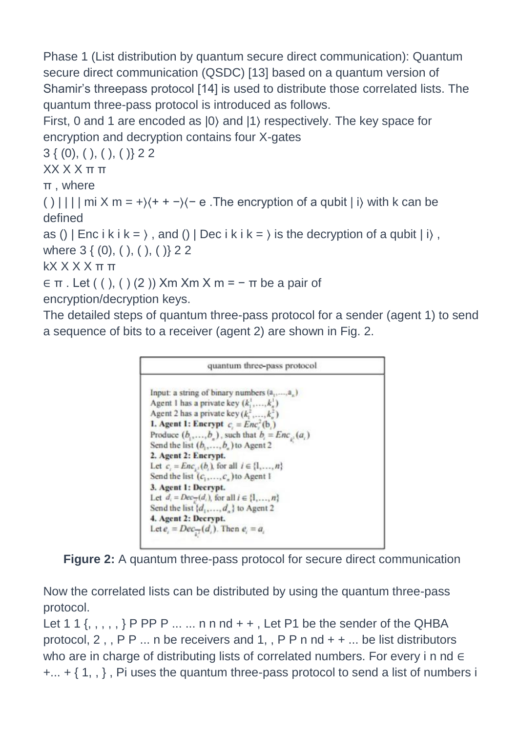Phase 1 (List distribution by quantum secure direct communication): Quantum secure direct communication (QSDC) [13] based on a quantum version of Shamir's threepass protocol [14] is used to distribute those correlated lists. The quantum three-pass protocol is introduced as follows.

First, 0 and 1 are encoded as $|0\rangle$ and $|1\rangle$ respectively. The key space for encryption and decryption contains four X-gates $\{X(0), X(\frac{\pi}{2}), X(\pi), X(\frac{3\pi}{2})\}$, where $X(m) = |+\rangle\langle+| + e^{im}|-\rangle\langle-|$. The encryption of a qubit $|i\rangle$ with k can be defined as $Enc_k(|i\rangle) = k|i\rangle$, and $Dec_k(|i\rangle) = k|i\rangle$ is the decryption of a qubit $|i\rangle$, where $k \in \{X(0), X(\frac{\pi}{2}), X(\pi), X(\frac{3\pi}{2})\}$. Let $(X(m), X(2\pi - m))$ be a pair of encryption/decryption keys.

The detailed steps of quantum three-pass protocol for a sender (agent 1) to send a sequence of bits to a receiver (agent 2) are shown in Fig. 2.

**quantum three-pass protocol**

Input: a string of binary numbers $(a_1, \ldots, a_n)$
Agent 1 has a private key $(k_1^1, \ldots, k_n^1)$
Agent 2 has a private key $(k_1^2, \ldots, k_n^2)$
**1. Agent 1: Encrypt** $c_i = Enc_i^2(b_i)$
Produce $(b_1, \ldots, b_n)$, such that $b_i = Enc_{k_i^1}(a_i)$
Send the list $(b_1, \ldots, b_n)$ to Agent 2
**2. Agent 2: Encrypt.**
Let $c_i = Enc_{k_i^2}(b_i)$, for all $i \in \{1, \ldots, n\}$
Send the list $(c_1, \ldots, c_n)$ to Agent 1
**3. Agent 1: Decrypt.**
Let $d_i = Dec_{\overline{k_i^1}}(d_i)$, for all $i \in \{1, \ldots, n\}$
Send the list $\{d_1, \ldots, d_n\}$ to Agent 2
**4. Agent 2: Decrypt.**
Let $e_i = Dec_{\overline{k_i^2}}(d_i)$. Then $e_i = a_i$

**Figure 2:** A quantum three-pass protocol for secure direct communication

Now the correlated lists can be distributed by using the quantum three-pass protocol.

Let $\{P_1, P_2, \ldots, P_n, \ldots, P_{n+nd}\}$, Let P1 be the sender of the QHBA protocol, $P_2, \ldots, P_n$ be receivers and $P_{n+1}, \ldots, P_{n+nd}$ be list distributors who are in charge of distributing lists of correlated numbers. For every $i \in \{n+1, \ldots, n+nd\}$, Pi uses the quantum three-pass protocol to send a list of numbers i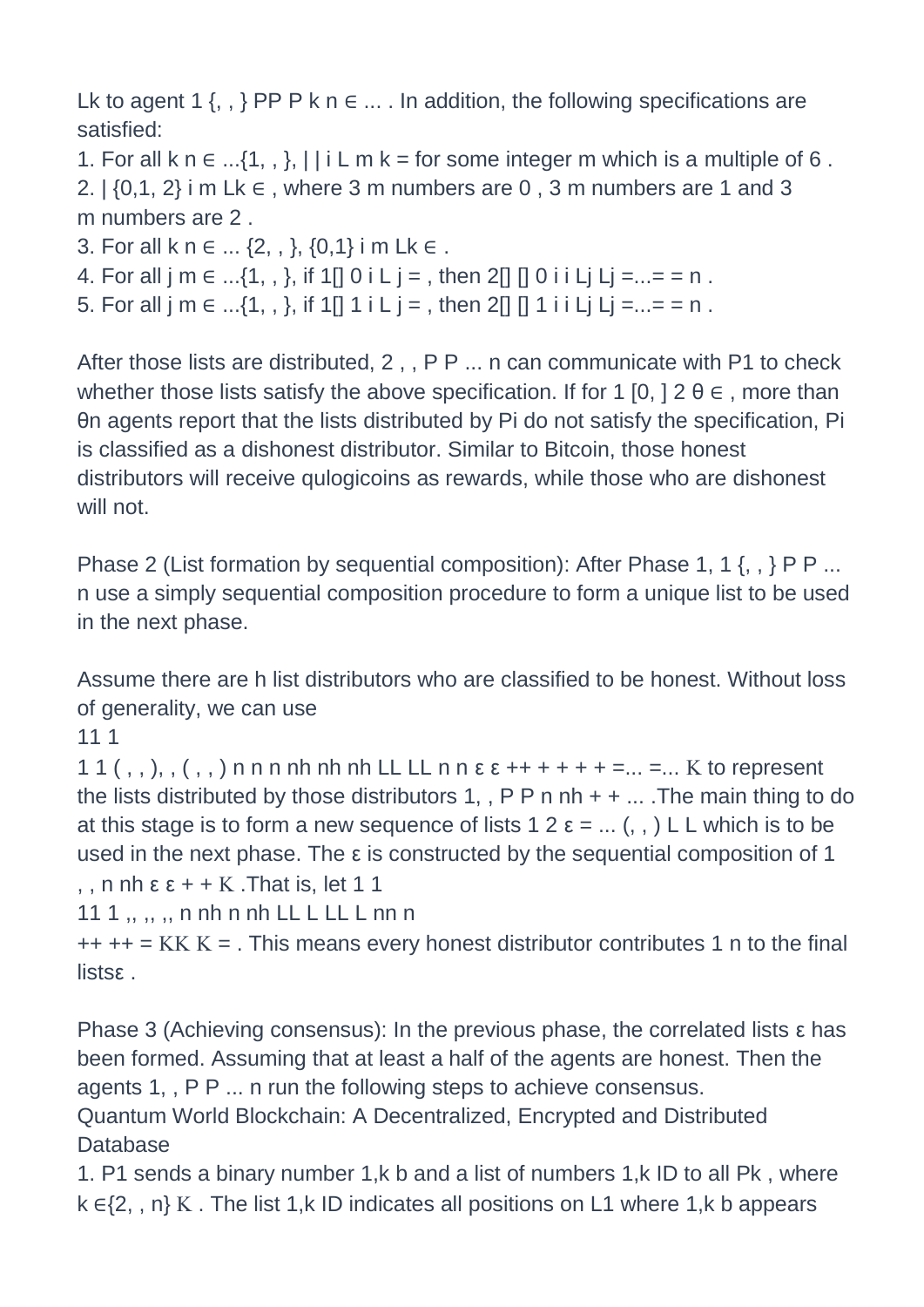Lk to agent 1 {, , } PP P k n ∈ ... . In addition, the following specifications are satisfied:

1. For all k n ∈ ...{1, , }, | | i L m k = for some integer m which is a multiple of 6 .
2. | {0,1, 2} i m Lk ∈ , where 3 m numbers are 0 , 3 m numbers are 1 and 3 m numbers are 2 .
3. For all k n ∈ ... {2, , }, {0,1} i m Lk ∈ .
4. For all j m ∈ ...{1, , }, if 1[] 0 i L j = , then 2[] [] 0 i i Lj Lj =...= = n .
5. For all j m ∈ ...{1, , }, if 1[] 1 i L j = , then 2[] [] 1 i i Lj Lj =...= = n .

After those lists are distributed, 2 , , P P ... n can communicate with P1 to check whether those lists satisfy the above specification. If for 1 [0, ] 2 θ ∈ , more than θn agents report that the lists distributed by Pi do not satisfy the specification, Pi is classified as a dishonest distributor. Similar to Bitcoin, those honest distributors will receive qulogicoins as rewards, while those who are dishonest will not.

Phase 2 (List formation by sequential composition): After Phase 1, 1 {, , } P P ... n use a simply sequential composition procedure to form a unique list to be used in the next phase.

Assume there are h list distributors who are classified to be honest. Without loss of generality, we can use

11 1

1 1 ( , , ), , ( , , ) n n n nh nh nh LL LL n n ε ε ++ + + + + =... =... K to represent the lists distributed by those distributors 1, , P P n nh + + ... .The main thing to do at this stage is to form a new sequence of lists 1 2 ε = ... (, , ) L L which is to be used in the next phase. The ε is constructed by the sequential composition of 1 , , n nh ε ε + + K .That is, let 1 1

11 1 ,, ,, ,, n nh n nh LL L LL L nn n

++ ++ = KK K = . This means every honest distributor contributes 1 n to the final listsε .

Phase 3 (Achieving consensus): In the previous phase, the correlated lists ε has been formed. Assuming that at least a half of the agents are honest. Then the agents 1, , P P ... n run the following steps to achieve consensus.

Quantum World Blockchain: A Decentralized, Encrypted and Distributed Database

1. P1 sends a binary number 1,k b and a list of numbers 1,k ID to all Pk , where k ∈{2, , n} K . The list 1,k ID indicates all positions on L1 where 1,k b appears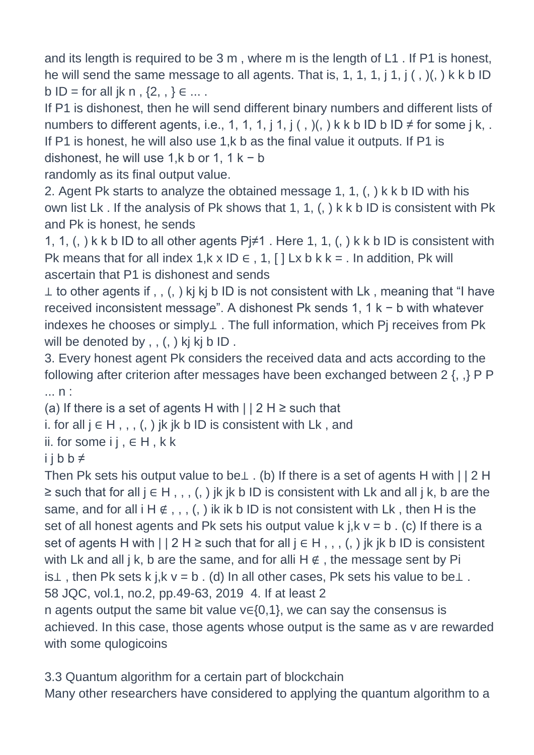and its length is required to be 3 m , where m is the length of L1 . If P1 is honest, he will send the same message to all agents. That is, 1, 1, 1, j 1, j ( , )(, ) k k b ID b ID = for all jk n , {2, , } ∈ ... .

If P1 is dishonest, then he will send different binary numbers and different lists of numbers to different agents, i.e., 1, 1, 1, j 1, j ( , )(, ) k k b ID b ID ≠ for some j k, . If P1 is honest, he will also use 1,k b as the final value it outputs. If P1 is dishonest, he will use 1,k b or 1, 1 k − b randomly as its final output value.

2. Agent Pk starts to analyze the obtained message 1, 1, (, ) k k b ID with his own list Lk . If the analysis of Pk shows that 1, 1, (, ) k k b ID is consistent with Pk and Pk is honest, he sends 1, 1, (, ) k k b ID to all other agents Pj≠1 . Here 1, 1, (, ) k k b ID is consistent with Pk means that for all index 1,k x ID ∈ , 1, [ ] Lx b k k = . In addition, Pk will ascertain that P1 is dishonest and sends ⊥ to other agents if , , (, ) kj kj b ID is not consistent with Lk , meaning that "I have received inconsistent message". A dishonest Pk sends 1, 1 k − b with whatever indexes he chooses or simply⊥ . The full information, which Pj receives from Pk will be denoted by , , (, ) kj kj b ID .

3. Every honest agent Pk considers the received data and acts according to the following after criterion after messages have been exchanged between 2 {, ,} P P ... n :

(a) If there is a set of agents H with | | 2 H ≥ such that

i. for all j ∈ H , , , (, ) jk jk b ID is consistent with Lk , and

ii. for some i j , ∈ H , k k i j b b ≠

Then Pk sets his output value to be⊥ . (b) If there is a set of agents H with | | 2 H ≥ such that for all j ∈ H , , , (, ) jk jk b ID is consistent with Lk and all j k, b are the same, and for all i H ∉ , , , (, ) ik ik b ID is not consistent with Lk , then H is the set of all honest agents and Pk sets his output value k j,k v = b . (c) If there is a set of agents H with | | 2 H ≥ such that for all j ∈ H , , , (, ) jk jk b ID is consistent with Lk and all j k, b are the same, and for alli H ∉ , the message sent by Pi is⊥ , then Pk sets k j,k v = b . (d) In all other cases, Pk sets his value to be⊥ .

4. If at least 2 n agents output the same bit value v∈{0,1}, we can say the consensus is achieved. In this case, those agents whose output is the same as v are rewarded with some qulogicoins

### 3.3 Quantum algorithm for a certain part of blockchain

Many other researchers have considered to applying the quantum algorithm to a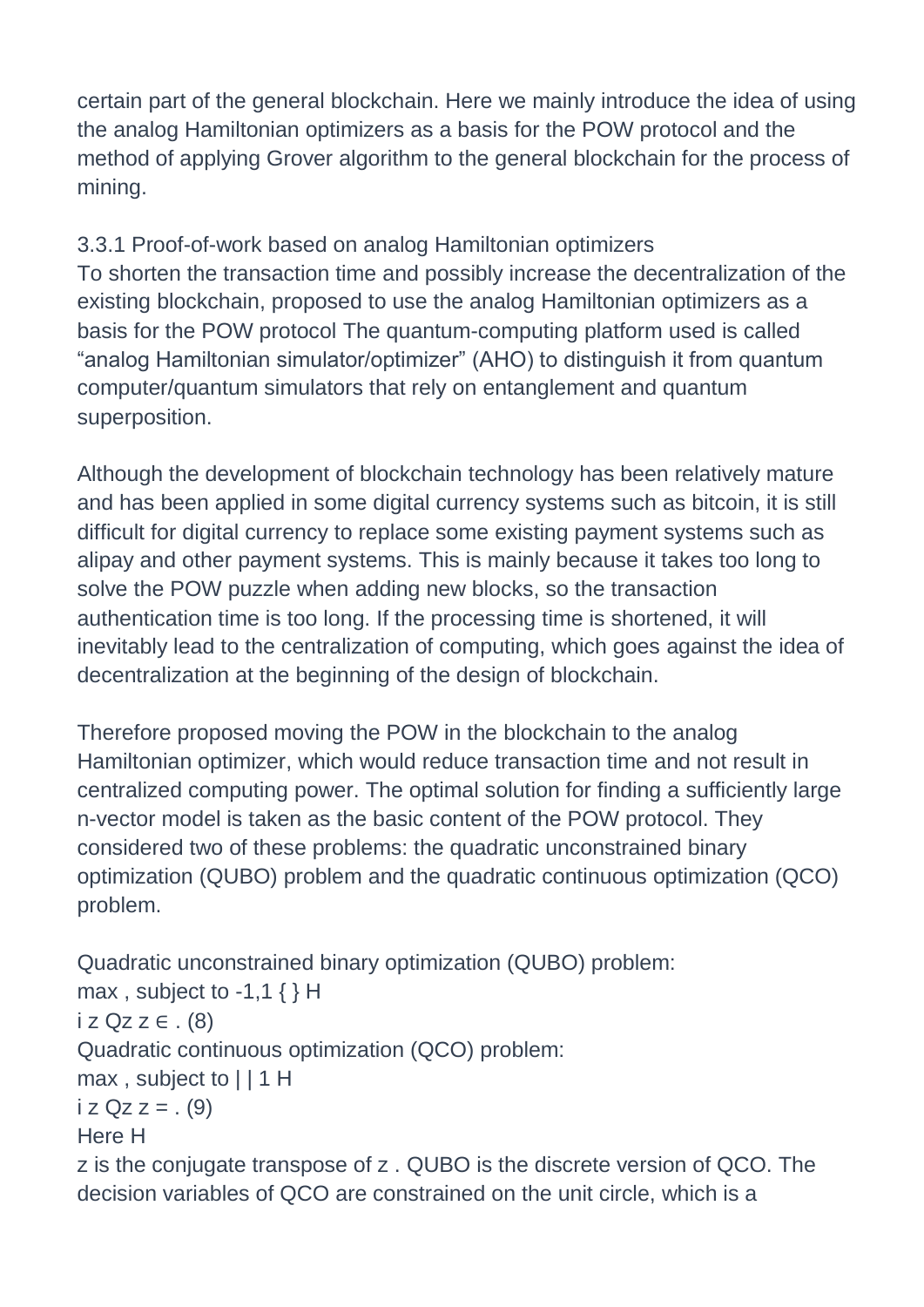certain part of the general blockchain. Here we mainly introduce the idea of using the analog Hamiltonian optimizers as a basis for the POW protocol and the method of applying Grover algorithm to the general blockchain for the process of mining.

### 3.3.1 Proof-of-work based on analog Hamiltonian optimizers

To shorten the transaction time and possibly increase the decentralization of the existing blockchain, proposed to use the analog Hamiltonian optimizers as a basis for the POW protocol The quantum-computing platform used is called “analog Hamiltonian simulator/optimizer” (AHO) to distinguish it from quantum computer/quantum simulators that rely on entanglement and quantum superposition.

Although the development of blockchain technology has been relatively mature and has been applied in some digital currency systems such as bitcoin, it is still difficult for digital currency to replace some existing payment systems such as alipay and other payment systems. This is mainly because it takes too long to solve the POW puzzle when adding new blocks, so the transaction authentication time is too long. If the processing time is shortened, it will inevitably lead to the centralization of computing, which goes against the idea of decentralization at the beginning of the design of blockchain.

Therefore proposed moving the POW in the blockchain to the analog Hamiltonian optimizer, which would reduce transaction time and not result in centralized computing power. The optimal solution for finding a sufficiently large n-vector model is taken as the basic content of the POW protocol. They considered two of these problems: the quadratic unconstrained binary optimization (QUBO) problem and the quadratic continuous optimization (QCO) problem.

Quadratic unconstrained binary optimization (QUBO) problem:

$$\max z^H Q z, \text{ subject to } z_i \in \{-1,1\}. \quad (8)$$

Quadratic continuous optimization (QCO) problem:

$$\max z^H Q z, \text{ subject to } |z_i| = 1. \quad (9)$$

Here $z^H$ is the conjugate transpose of $z$. QUBO is the discrete version of QCO. The decision variables of QCO are constrained on the unit circle, which is a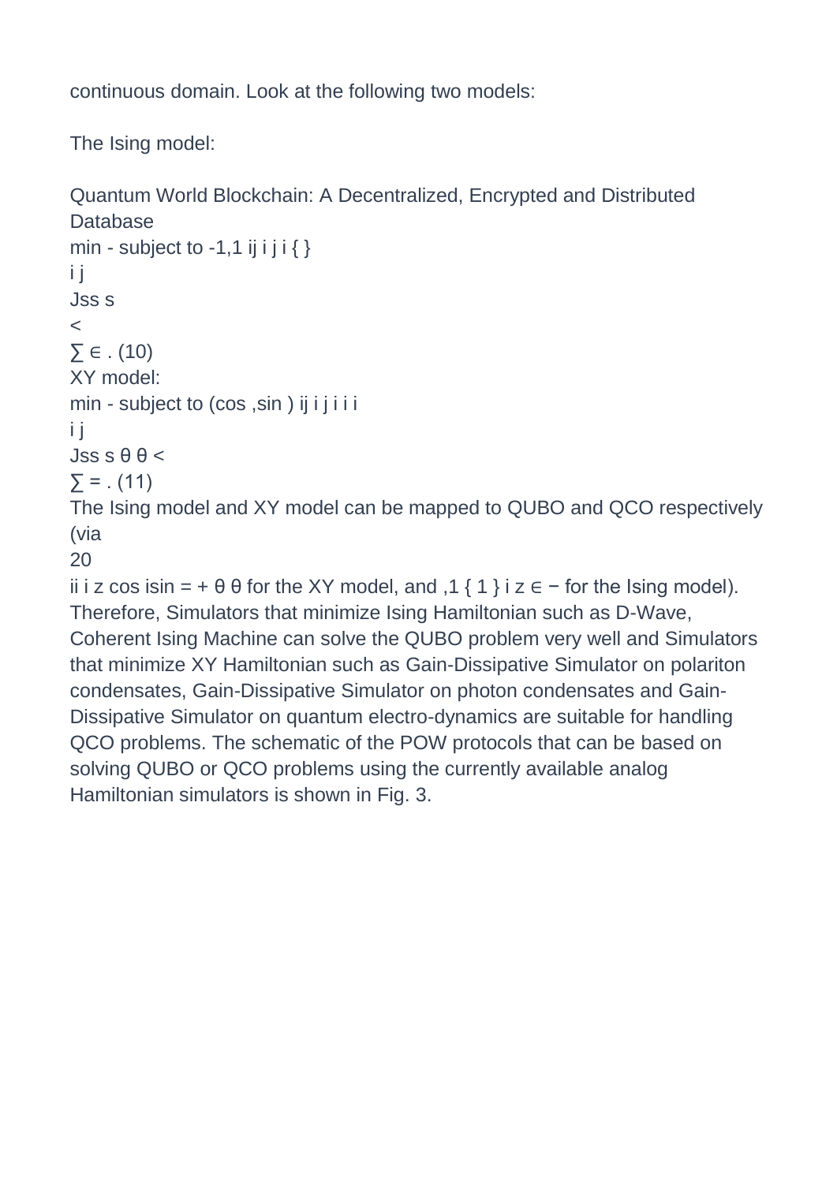continuous domain. Look at the following two models:

The Ising model:

$$\min - \sum_{i<j} J_{ij} s_i s_j \quad \text{subject to} \quad s_i \in \{-1,1\}. \quad (10)$$

XY model:

$$\min - \sum_{i<j} J_{ij} s_i s_j \quad \text{subject to} \quad s_i = (\cos\theta_i, \sin\theta_i). \quad (11)$$

The Ising model and XY model can be mapped to QUBO and QCO respectively (via $z_i = \cos\theta_i + i\sin\theta_i$ for the XY model, and $z_i \in \{-1, 1\}$ for the Ising model). Therefore, Simulators that minimize Ising Hamiltonian such as D-Wave, Coherent Ising Machine can solve the QUBO problem very well and Simulators that minimize XY Hamiltonian such as Gain-Dissipative Simulator on polariton condensates, Gain-Dissipative Simulator on photon condensates and Gain-Dissipative Simulator on quantum electro-dynamics are suitable for handling QCO problems. The schematic of the POW protocols that can be based on solving QUBO or QCO problems using the currently available analog Hamiltonian simulators is shown in Fig. 3.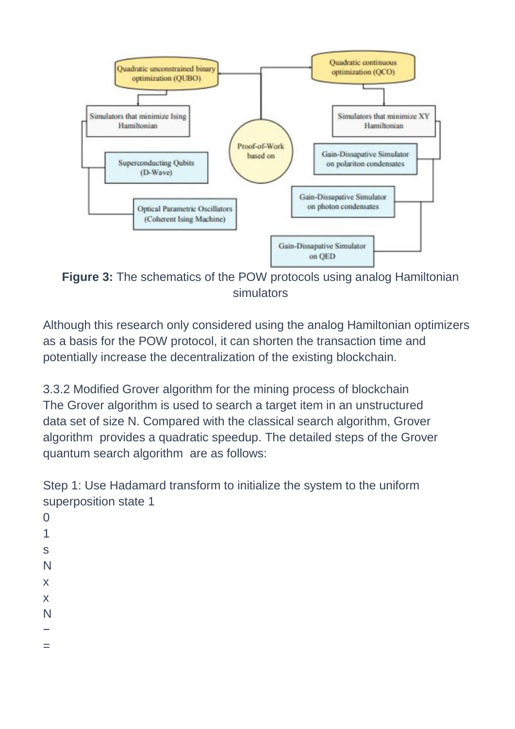**Figure 3:** The schematics of the POW protocols using analog Hamiltonian simulators

Although this research only considered using the analog Hamiltonian optimizers as a basis for the POW protocol, it can shorten the transaction time and potentially increase the decentralization of the existing blockchain.

3.3.2 Modified Grover algorithm for the mining process of blockchain

The Grover algorithm is used to search a target item in an unstructured data set of size N. Compared with the classical search algorithm, Grover algorithm provides a quadratic speedup. The detailed steps of the Grover quantum search algorithm are as follows:

Step 1: Use Hadamard transform to initialize the system to the uniform superposition state

$$|s\rangle = \frac{1}{\sqrt{N}}\sum_{x=0}^{N-1}|x\rangle$$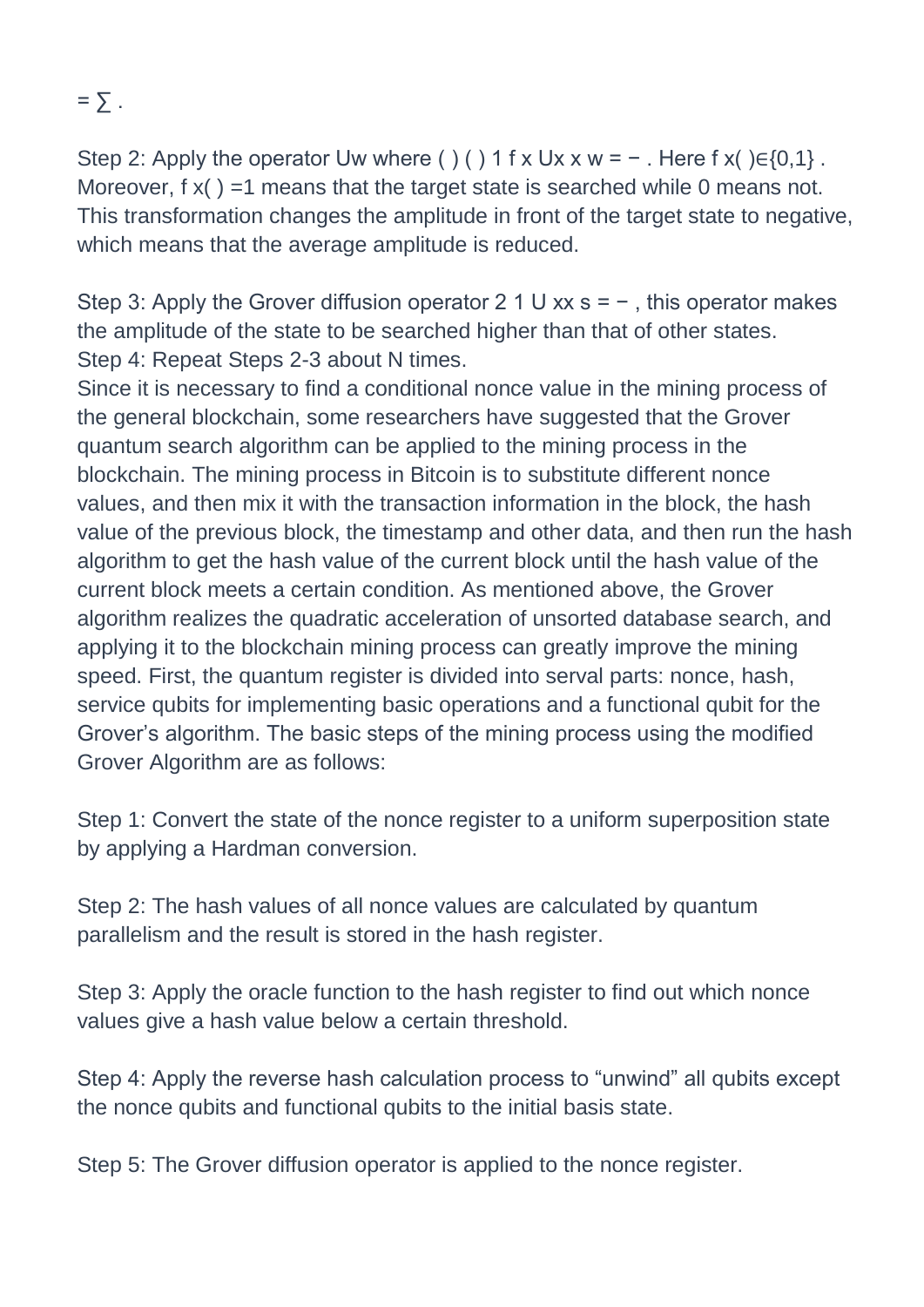$= \sum$ .

Step 2: Apply the operator Uw where $U_w |x\rangle = (-1)^{f(x)} |x\rangle$. Here $f(x) \in \{0,1\}$. Moreover, $f(x) = 1$ means that the target state is searched while 0 means not. This transformation changes the amplitude in front of the target state to negative, which means that the average amplitude is reduced.

Step 3: Apply the Grover diffusion operator $U_s = 2|s\rangle\langle s| - 1$, this operator makes the amplitude of the state to be searched higher than that of other states.

Step 4: Repeat Steps 2-3 about N times.

Since it is necessary to find a conditional nonce value in the mining process of the general blockchain, some researchers have suggested that the Grover quantum search algorithm can be applied to the mining process in the blockchain. The mining process in Bitcoin is to substitute different nonce values, and then mix it with the transaction information in the block, the hash value of the previous block, the timestamp and other data, and then run the hash algorithm to get the hash value of the current block until the hash value of the current block meets a certain condition. As mentioned above, the Grover algorithm realizes the quadratic acceleration of unsorted database search, and applying it to the blockchain mining process can greatly improve the mining speed. First, the quantum register is divided into serval parts: nonce, hash, service qubits for implementing basic operations and a functional qubit for the Grover's algorithm. The basic steps of the mining process using the modified Grover Algorithm are as follows:

Step 1: Convert the state of the nonce register to a uniform superposition state by applying a Hardman conversion.

Step 2: The hash values of all nonce values are calculated by quantum parallelism and the result is stored in the hash register.

Step 3: Apply the oracle function to the hash register to find out which nonce values give a hash value below a certain threshold.

Step 4: Apply the reverse hash calculation process to "unwind" all qubits except the nonce qubits and functional qubits to the initial basis state.

Step 5: The Grover diffusion operator is applied to the nonce register.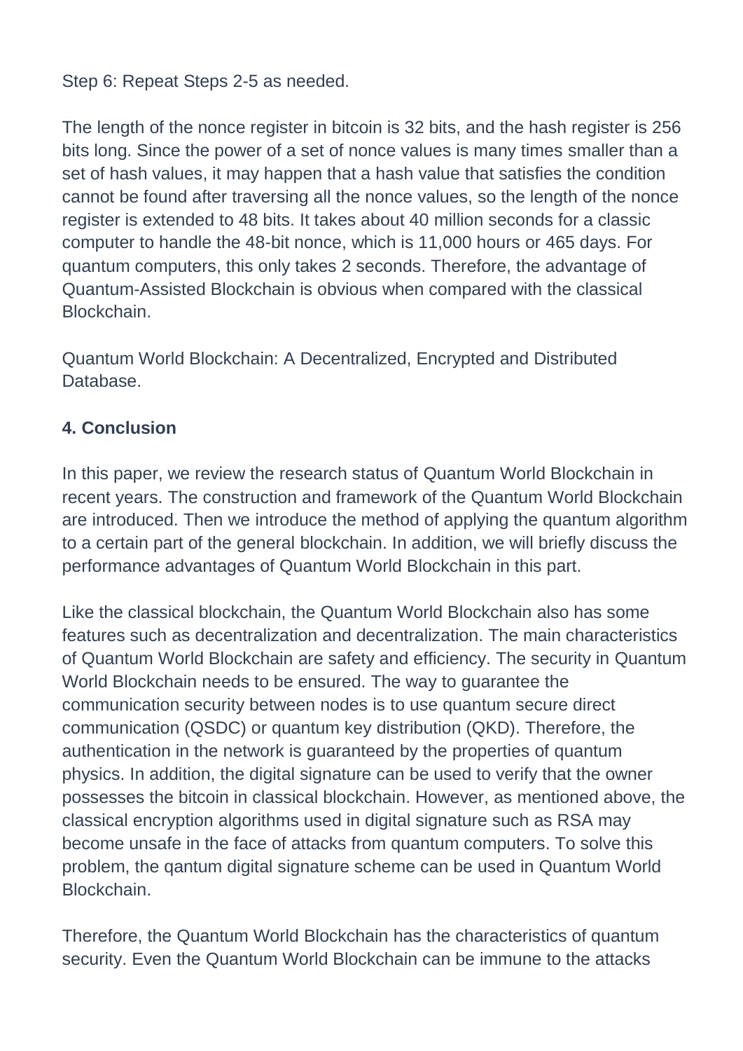Step 6: Repeat Steps 2-5 as needed.

The length of the nonce register in bitcoin is 32 bits, and the hash register is 256 bits long. Since the power of a set of nonce values is many times smaller than a set of hash values, it may happen that a hash value that satisfies the condition cannot be found after traversing all the nonce values, so the length of the nonce register is extended to 48 bits. It takes about 40 million seconds for a classic computer to handle the 48-bit nonce, which is 11,000 hours or 465 days. For quantum computers, this only takes 2 seconds. Therefore, the advantage of Quantum-Assisted Blockchain is obvious when compared with the classical Blockchain.

Quantum World Blockchain: A Decentralized, Encrypted and Distributed Database.

**4. Conclusion**

In this paper, we review the research status of Quantum World Blockchain in recent years. The construction and framework of the Quantum World Blockchain are introduced. Then we introduce the method of applying the quantum algorithm to a certain part of the general blockchain. In addition, we will briefly discuss the performance advantages of Quantum World Blockchain in this part.

Like the classical blockchain, the Quantum World Blockchain also has some features such as decentralization and decentralization. The main characteristics of Quantum World Blockchain are safety and efficiency. The security in Quantum World Blockchain needs to be ensured. The way to guarantee the communication security between nodes is to use quantum secure direct communication (QSDC) or quantum key distribution (QKD). Therefore, the authentication in the network is guaranteed by the properties of quantum physics. In addition, the digital signature can be used to verify that the owner possesses the bitcoin in classical blockchain. However, as mentioned above, the classical encryption algorithms used in digital signature such as RSA may become unsafe in the face of attacks from quantum computers. To solve this problem, the qantum digital signature scheme can be used in Quantum World Blockchain.

Therefore, the Quantum World Blockchain has the characteristics of quantum security. Even the Quantum World Blockchain can be immune to the attacks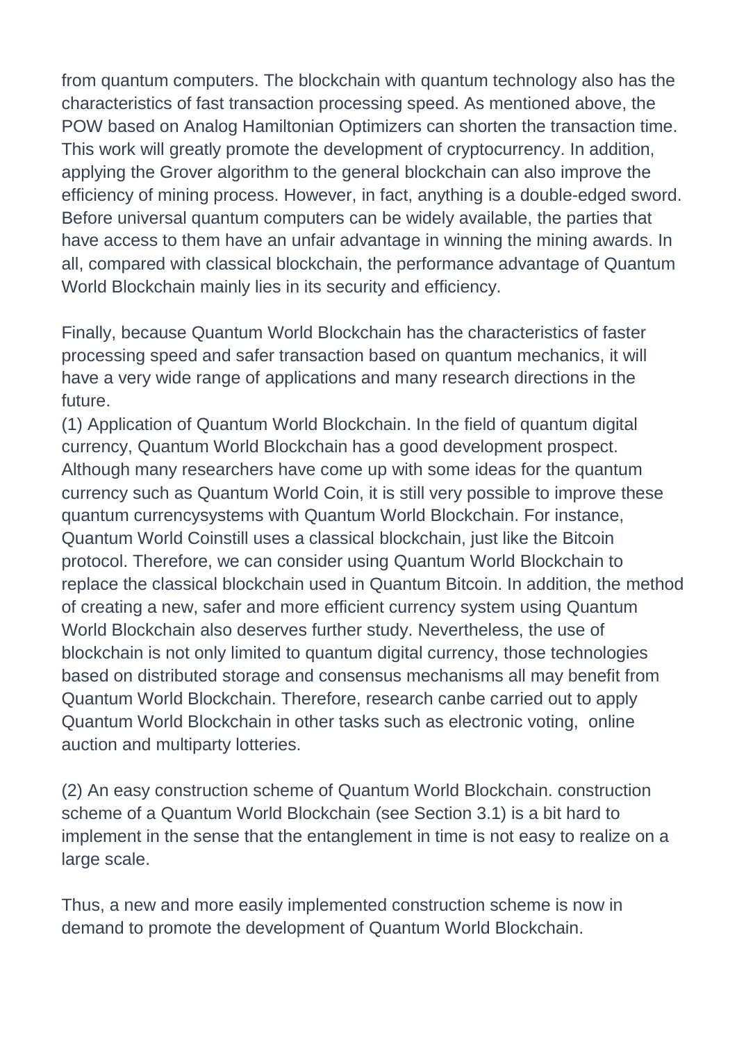from quantum computers. The blockchain with quantum technology also has the characteristics of fast transaction processing speed. As mentioned above, the POW based on Analog Hamiltonian Optimizers can shorten the transaction time. This work will greatly promote the development of cryptocurrency. In addition, applying the Grover algorithm to the general blockchain can also improve the efficiency of mining process. However, in fact, anything is a double-edged sword. Before universal quantum computers can be widely available, the parties that have access to them have an unfair advantage in winning the mining awards. In all, compared with classical blockchain, the performance advantage of Quantum World Blockchain mainly lies in its security and efficiency.

Finally, because Quantum World Blockchain has the characteristics of faster processing speed and safer transaction based on quantum mechanics, it will have a very wide range of applications and many research directions in the future.

(1) Application of Quantum World Blockchain. In the field of quantum digital currency, Quantum World Blockchain has a good development prospect. Although many researchers have come up with some ideas for the quantum currency such as Quantum World Coin, it is still very possible to improve these quantum currencysystems with Quantum World Blockchain. For instance, Quantum World Coinstill uses a classical blockchain, just like the Bitcoin protocol. Therefore, we can consider using Quantum World Blockchain to replace the classical blockchain used in Quantum Bitcoin. In addition, the method of creating a new, safer and more efficient currency system using Quantum World Blockchain also deserves further study. Nevertheless, the use of blockchain is not only limited to quantum digital currency, those technologies based on distributed storage and consensus mechanisms all may benefit from Quantum World Blockchain. Therefore, research canbe carried out to apply Quantum World Blockchain in other tasks such as electronic voting, online auction and multiparty lotteries.

(2) An easy construction scheme of Quantum World Blockchain. construction scheme of a Quantum World Blockchain (see Section 3.1) is a bit hard to implement in the sense that the entanglement in time is not easy to realize on a large scale.

Thus, a new and more easily implemented construction scheme is now in demand to promote the development of Quantum World Blockchain.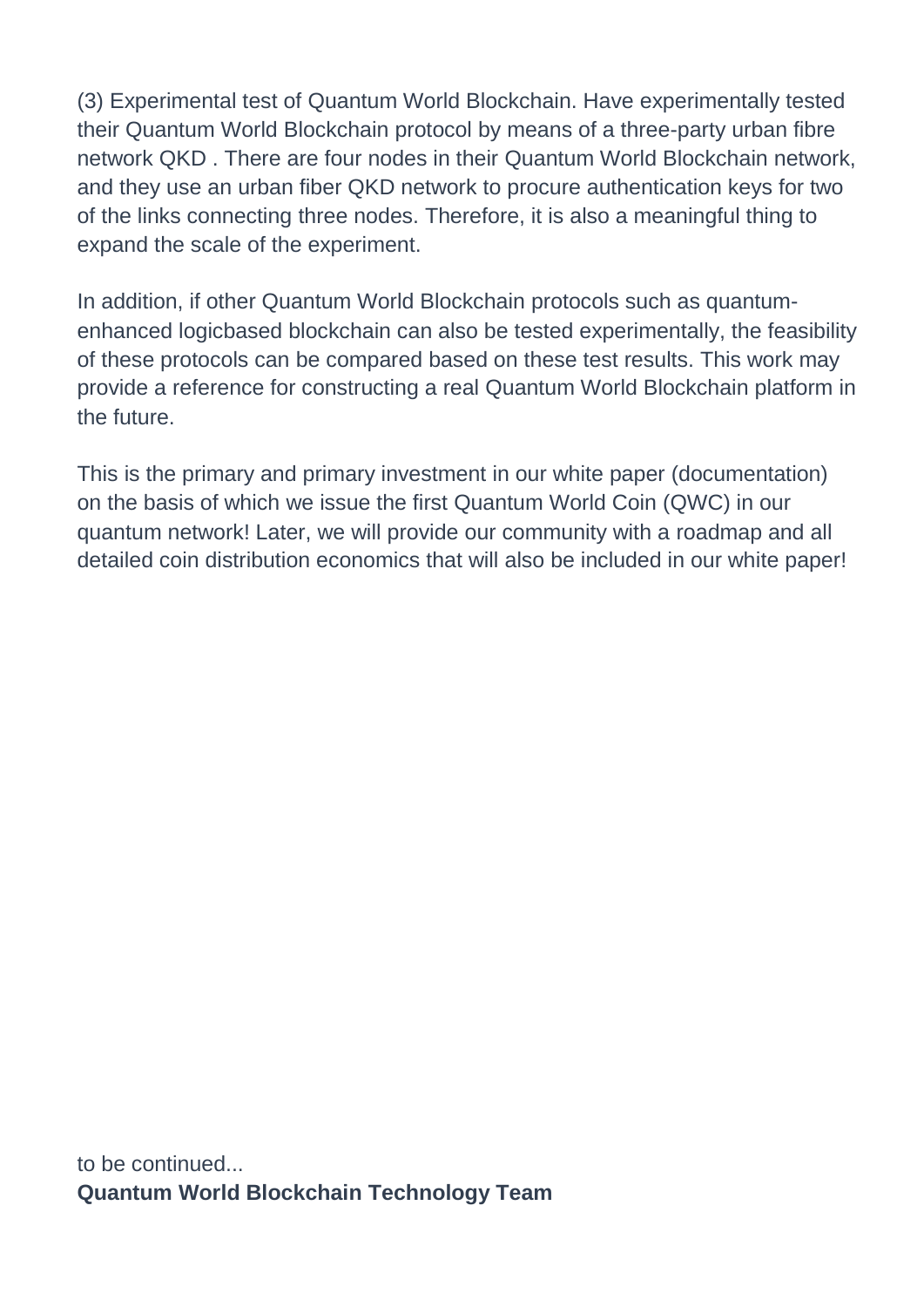(3) Experimental test of Quantum World Blockchain. Have experimentally tested their Quantum World Blockchain protocol by means of a three-party urban fibre network QKD . There are four nodes in their Quantum World Blockchain network, and they use an urban fiber QKD network to procure authentication keys for two of the links connecting three nodes. Therefore, it is also a meaningful thing to expand the scale of the experiment.

In addition, if other Quantum World Blockchain protocols such as quantum-enhanced logicbased blockchain can also be tested experimentally, the feasibility of these protocols can be compared based on these test results. This work may provide a reference for constructing a real Quantum World Blockchain platform in the future.

This is the primary and primary investment in our white paper (documentation) on the basis of which we issue the first Quantum World Coin (QWC) in our quantum network! Later, we will provide our community with a roadmap and all detailed coin distribution economics that will also be included in our white paper!

to be continued...
**Quantum World Blockchain Technology Team**